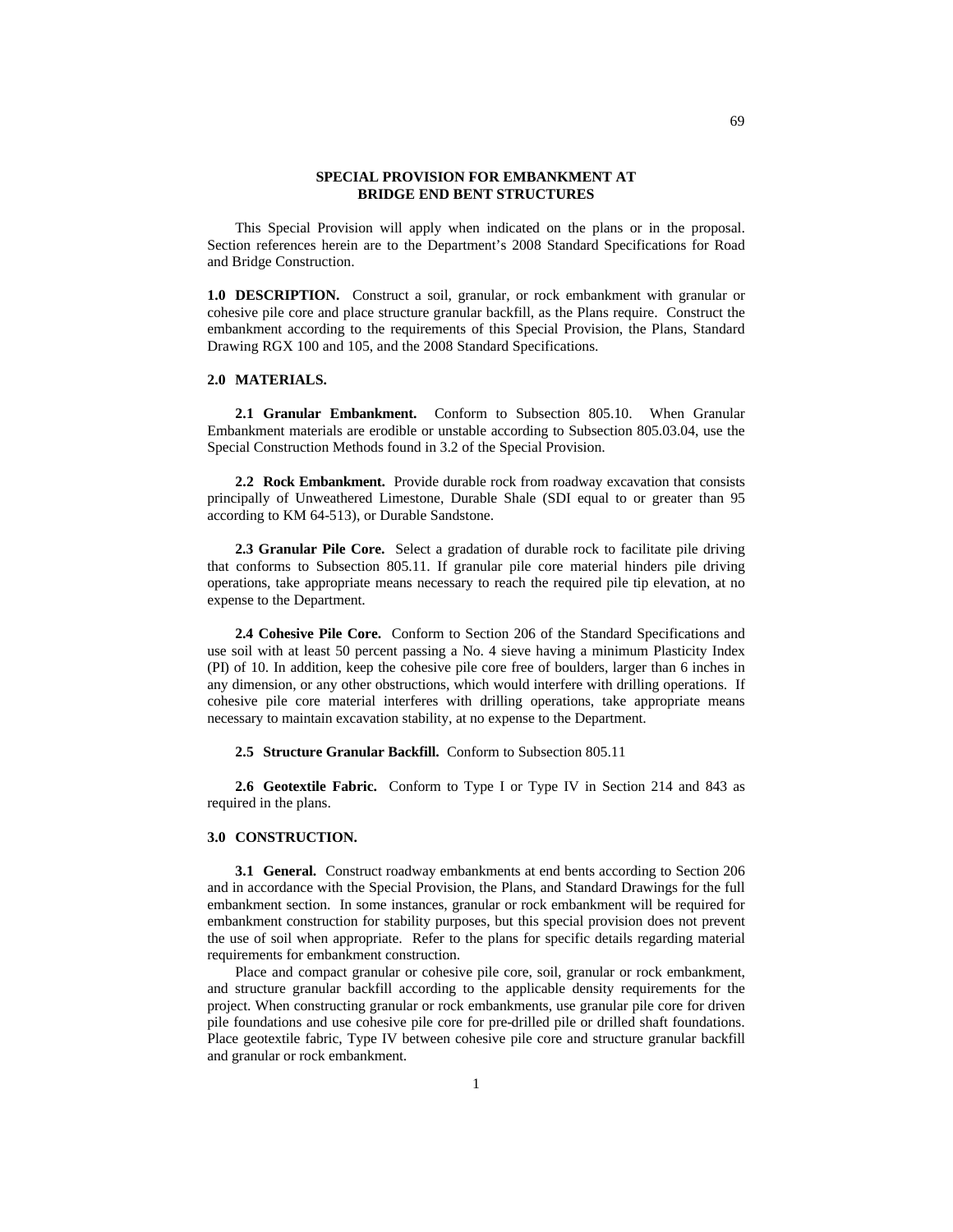# SPECIAL PROVISION FOR EMBANKMENT AT BRIDGE END BENT STRUCTURES

This Special Provision will apply when indicated on the plans or in the proposal. Section references herein are to the Department's 2008 Standard Specifications for Road and Bridge Construction.

**1.0 DESCRIPTION.** Construct a soil, granular, or rock embankment with granular or cohesive pile core and place structure granular backfill, as the Plans require. Construct the embankment according to the requirements of this Special Provision, the Plans, Standard Drawing RGX 100 and 105, and the 2008 Standard Specifications.

**2.0 MATERIALS.**

**2.1 Granular Embankment.** Conform to Subsection 805.10. When Granular Embankment materials are erodible or unstable according to Subsection 805.03.04, use the Special Construction Methods found in 3.2 of the Special Provision.

**2.2 Rock Embankment.** Provide durable rock from roadway excavation that consists principally of Unweathered Limestone, Durable Shale (SDI equal to or greater than 95 according to KM 64-513), or Durable Sandstone.

**2.3 Granular Pile Core.** Select a gradation of durable rock to facilitate pile driving that conforms to Subsection 805.11. If granular pile core material hinders pile driving operations, take appropriate means necessary to reach the required pile tip elevation, at no expense to the Department.

**2.4 Cohesive Pile Core.** Conform to Section 206 of the Standard Specifications and use soil with at least 50 percent passing a No. 4 sieve having a minimum Plasticity Index (PI) of 10. In addition, keep the cohesive pile core free of boulders, larger than 6 inches in any dimension, or any other obstructions, which would interfere with drilling operations. If cohesive pile core material interferes with drilling operations, take appropriate means necessary to maintain excavation stability, at no expense to the Department.

**2.5 Structure Granular Backfill.** Conform to Subsection 805.11

**2.6 Geotextile Fabric.** Conform to Type I or Type IV in Section 214 and 843 as required in the plans.

**3.0 CONSTRUCTION.**

**3.1 General.** Construct roadway embankments at end bents according to Section 206 and in accordance with the Special Provision, the Plans, and Standard Drawings for the full embankment section. In some instances, granular or rock embankment will be required for embankment construction for stability purposes, but this special provision does not prevent the use of soil when appropriate. Refer to the plans for specific details regarding material requirements for embankment construction.

Place and compact granular or cohesive pile core, soil, granular or rock embankment, and structure granular backfill according to the applicable density requirements for the project. When constructing granular or rock embankments, use granular pile core for driven pile foundations and use cohesive pile core for pre-drilled pile or drilled shaft foundations. Place geotextile fabric, Type IV between cohesive pile core and structure granular backfill and granular or rock embankment.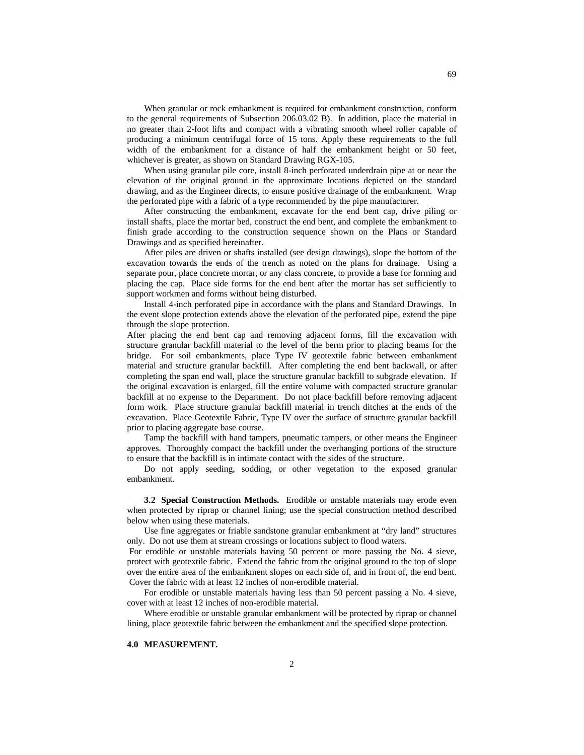When granular or rock embankment is required for embankment construction, conform to the general requirements of Subsection 206.03.02 B). In addition, place the material in no greater than 2-foot lifts and compact with a vibrating smooth wheel roller capable of producing a minimum centrifugal force of 15 tons. Apply these requirements to the full width of the embankment for a distance of half the embankment height or 50 feet, whichever is greater, as shown on Standard Drawing RGX-105.

When using granular pile core, install 8-inch perforated underdrain pipe at or near the elevation of the original ground in the approximate locations depicted on the standard drawing, and as the Engineer directs, to ensure positive drainage of the embankment. Wrap the perforated pipe with a fabric of a type recommended by the pipe manufacturer.

After constructing the embankment, excavate for the end bent cap, drive piling or install shafts, place the mortar bed, construct the end bent, and complete the embankment to finish grade according to the construction sequence shown on the Plans or Standard Drawings and as specified hereinafter.

After piles are driven or shafts installed (see design drawings), slope the bottom of the excavation towards the ends of the trench as noted on the plans for drainage. Using a separate pour, place concrete mortar, or any class concrete, to provide a base for forming and placing the cap. Place side forms for the end bent after the mortar has set sufficiently to support workmen and forms without being disturbed.

Install 4-inch perforated pipe in accordance with the plans and Standard Drawings. In the event slope protection extends above the elevation of the perforated pipe, extend the pipe through the slope protection.

After placing the end bent cap and removing adjacent forms, fill the excavation with structure granular backfill material to the level of the berm prior to placing beams for the bridge. For soil embankments, place Type IV geotextile fabric between embankment material and structure granular backfill. After completing the end bent backwall, or after completing the span end wall, place the structure granular backfill to subgrade elevation. If the original excavation is enlarged, fill the entire volume with compacted structure granular backfill at no expense to the Department. Do not place backfill before removing adjacent form work. Place structure granular backfill material in trench ditches at the ends of the excavation. Place Geotextile Fabric, Type IV over the surface of structure granular backfill prior to placing aggregate base course.

Tamp the backfill with hand tampers, pneumatic tampers, or other means the Engineer approves. Thoroughly compact the backfill under the overhanging portions of the structure to ensure that the backfill is in intimate contact with the sides of the structure.

Do not apply seeding, sodding, or other vegetation to the exposed granular embankment.

**3.2 Special Construction Methods.** Erodible or unstable materials may erode even when protected by riprap or channel lining; use the special construction method described below when using these materials.

Use fine aggregates or friable sandstone granular embankment at "dry land" structures only. Do not use them at stream crossings or locations subject to flood waters.

For erodible or unstable materials having 50 percent or more passing the No. 4 sieve, protect with geotextile fabric. Extend the fabric from the original ground to the top of slope over the entire area of the embankment slopes on each side of, and in front of, the end bent. Cover the fabric with at least 12 inches of non-erodible material.

For erodible or unstable materials having less than 50 percent passing a No. 4 sieve, cover with at least 12 inches of non-erodible material.

Where erodible or unstable granular embankment will be protected by riprap or channel lining, place geotextile fabric between the embankment and the specified slope protection.

**4.0 MEASUREMENT.**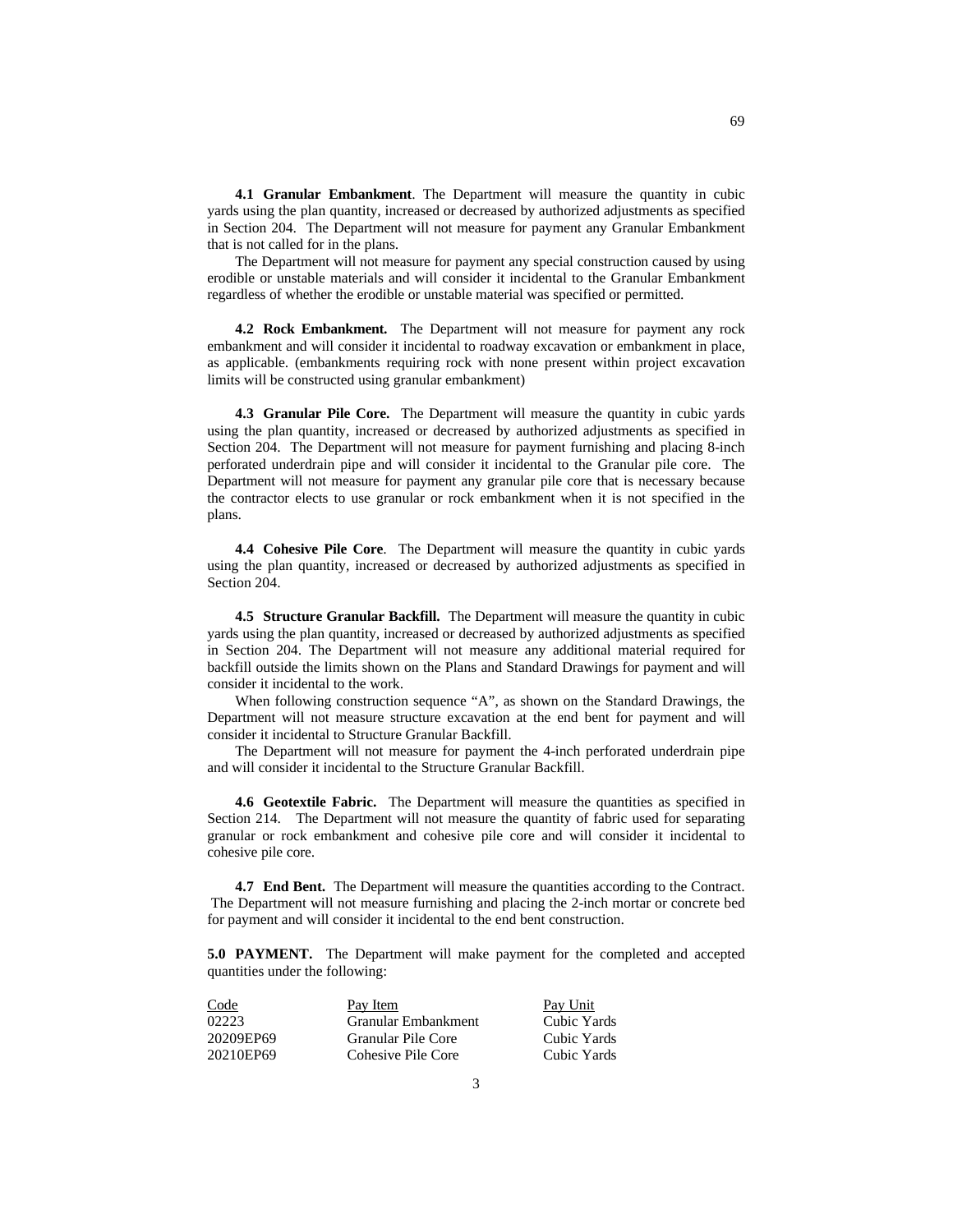**4.1 Granular Embankment**. The Department will measure the quantity in cubic yards using the plan quantity, increased or decreased by authorized adjustments as specified in Section 204. The Department will not measure for payment any Granular Embankment that is not called for in the plans.

The Department will not measure for payment any special construction caused by using erodible or unstable materials and will consider it incidental to the Granular Embankment regardless of whether the erodible or unstable material was specified or permitted.

**4.2 Rock Embankment.** The Department will not measure for payment any rock embankment and will consider it incidental to roadway excavation or embankment in place, as applicable. (embankments requiring rock with none present within project excavation limits will be constructed using granular embankment)

**4.3 Granular Pile Core.** The Department will measure the quantity in cubic yards using the plan quantity, increased or decreased by authorized adjustments as specified in Section 204. The Department will not measure for payment furnishing and placing 8-inch perforated underdrain pipe and will consider it incidental to the Granular pile core. The Department will not measure for payment any granular pile core that is necessary because the contractor elects to use granular or rock embankment when it is not specified in the plans.

**4.4 Cohesive Pile Core**. The Department will measure the quantity in cubic yards using the plan quantity, increased or decreased by authorized adjustments as specified in Section 204.

**4.5 Structure Granular Backfill.** The Department will measure the quantity in cubic yards using the plan quantity, increased or decreased by authorized adjustments as specified in Section 204. The Department will not measure any additional material required for backfill outside the limits shown on the Plans and Standard Drawings for payment and will consider it incidental to the work.

When following construction sequence "A", as shown on the Standard Drawings, the Department will not measure structure excavation at the end bent for payment and will consider it incidental to Structure Granular Backfill.

The Department will not measure for payment the 4-inch perforated underdrain pipe and will consider it incidental to the Structure Granular Backfill.

**4.6 Geotextile Fabric.** The Department will measure the quantities as specified in Section 214. The Department will not measure the quantity of fabric used for separating granular or rock embankment and cohesive pile core and will consider it incidental to cohesive pile core.

**4.7 End Bent.** The Department will measure the quantities according to the Contract. The Department will not measure furnishing and placing the 2-inch mortar or concrete bed for payment and will consider it incidental to the end bent construction.

**5.0 PAYMENT.** The Department will make payment for the completed and accepted quantities under the following:

| Code | Pay Item | Pay Unit |
|---|---|---|
| 02223 | Granular Embankment | Cubic Yards |
| 20209EP69 | Granular Pile Core | Cubic Yards |
| 20210EP69 | Cohesive Pile Core | Cubic Yards |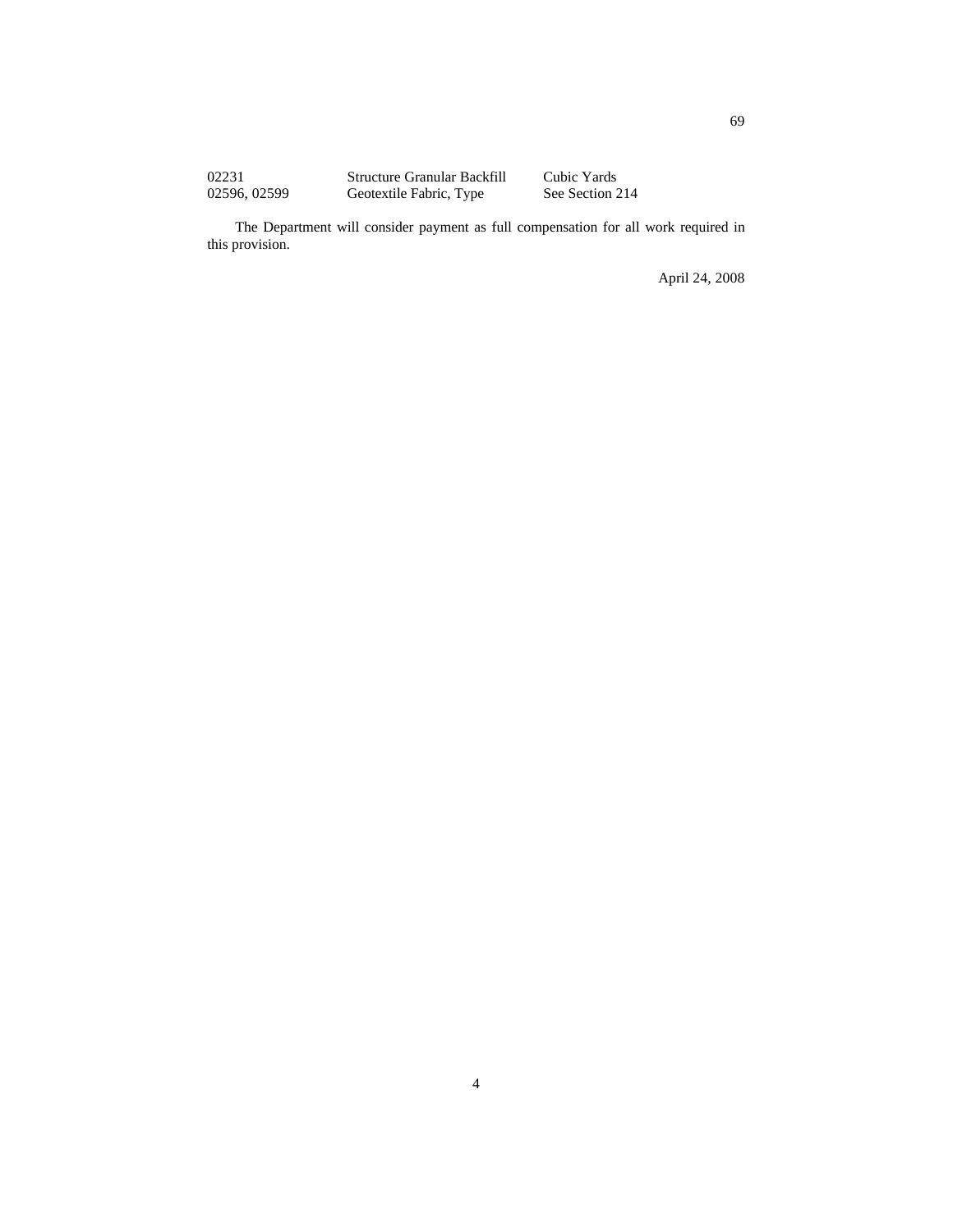| | | |
|---|---|---|
| 02231 | Structure Granular Backfill | Cubic Yards |
| 02596, 02599 | Geotextile Fabric, Type | See Section 214 |

The Department will consider payment as full compensation for all work required in this provision.

April 24, 2008